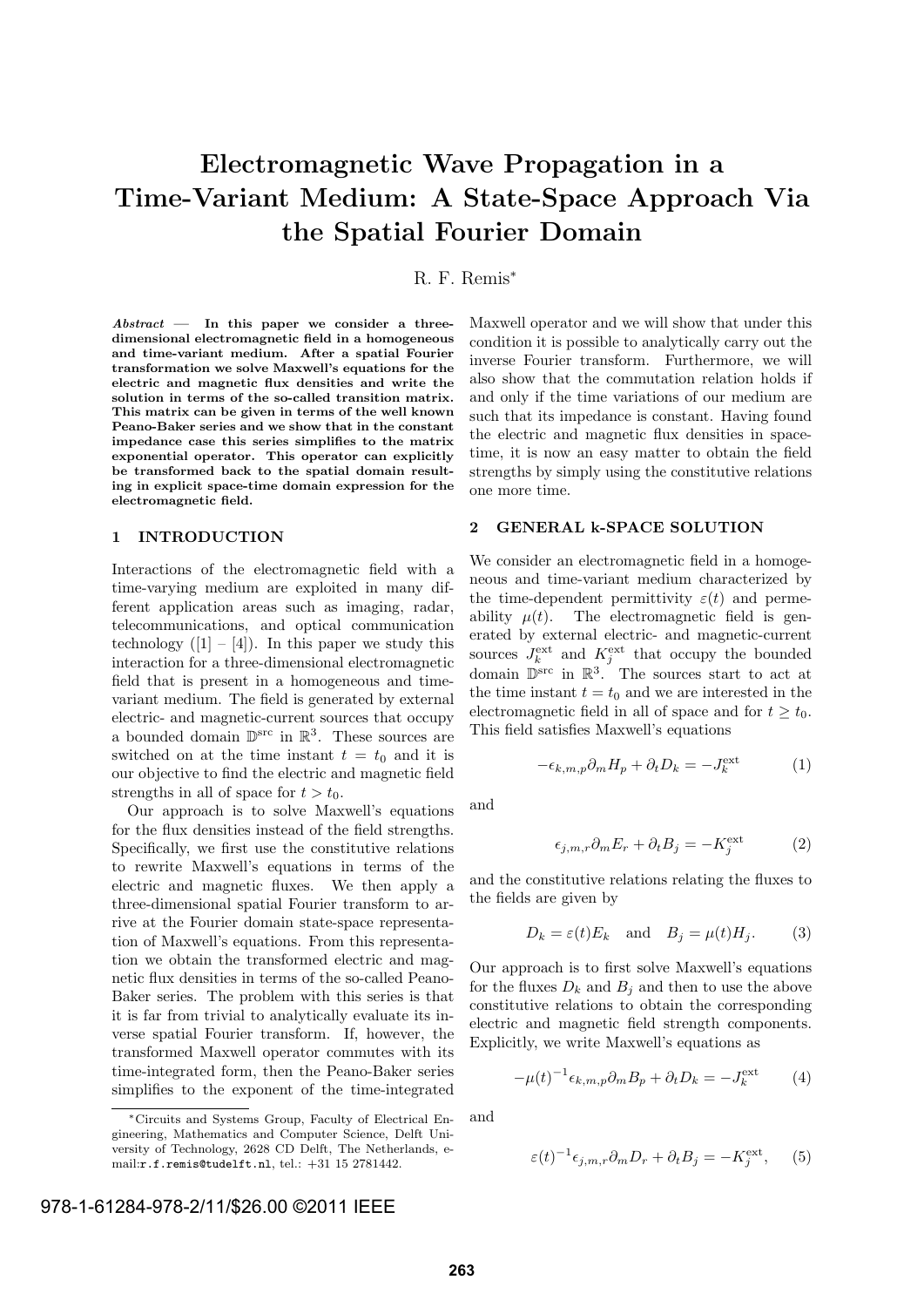# Electromagnetic Wave Propagation in a Time-Variant Medium: A State-Space Approach Via the Spatial Fourier Domain

R. F. Remis*

***Abstract*** — **In this paper we consider a three-dimensional electromagnetic field in a homogeneous and time-variant medium. After a spatial Fourier transformation we solve Maxwell's equations for the electric and magnetic flux densities and write the solution in terms of the so-called transition matrix. This matrix can be given in terms of the well known Peano-Baker series and we show that in the constant impedance case this series simplifies to the matrix exponential operator. This operator can explicitly be transformed back to the spatial domain resulting in explicit space-time domain expression for the electromagnetic field.**

## 1 INTRODUCTION

Interactions of the electromagnetic field with a time-varying medium are exploited in many different application areas such as imaging, radar, telecommunications, and optical communication technology ([1] – [4]). In this paper we study this interaction for a three-dimensional electromagnetic field that is present in a homogeneous and time-variant medium. The field is generated by external electric- and magnetic-current sources that occupy a bounded domain $\mathbb{D}^{\text{src}}$ in $\mathbb{R}^3$. These sources are switched on at the time instant $t = t_0$ and it is our objective to find the electric and magnetic field strengths in all of space for $t > t_0$.

Our approach is to solve Maxwell's equations for the flux densities instead of the field strengths. Specifically, we first use the constitutive relations to rewrite Maxwell's equations in terms of the electric and magnetic fluxes. We then apply a three-dimensional spatial Fourier transform to arrive at the Fourier domain state-space representation of Maxwell's equations. From this representation we obtain the transformed electric and magnetic flux densities in terms of the so-called Peano-Baker series. The problem with this series is that it is far from trivial to analytically evaluate its inverse spatial Fourier transform. If, however, the transformed Maxwell operator commutes with its time-integrated form, then the Peano-Baker series simplifies to the exponent of the time-integrated Maxwell operator and we will show that under this condition it is possible to analytically carry out the inverse Fourier transform. Furthermore, we will also show that the commutation relation holds if and only if the time variations of our medium are such that its impedance is constant. Having found the electric and magnetic flux densities in space-time, it is now an easy matter to obtain the field strengths by simply using the constitutive relations one more time.

## 2 GENERAL k-SPACE SOLUTION

We consider an electromagnetic field in a homogeneous and time-variant medium characterized by the time-dependent permittivity $\varepsilon(t)$ and permeability $\mu(t)$. The electromagnetic field is generated by external electric- and magnetic-current sources $J_k^{\text{ext}}$ and $K_j^{\text{ext}}$ that occupy the bounded domain $\mathbb{D}^{\text{src}}$ in $\mathbb{R}^3$. The sources start to act at the time instant $t = t_0$ and we are interested in the electromagnetic field in all of space and for $t \geq t_0$. This field satisfies Maxwell's equations

$$-\epsilon_{k,m,p}\partial_m H_p + \partial_t D_k = -J_k^{\text{ext}} \tag{1}$$

and

$$\epsilon_{j,m,r}\partial_m E_r + \partial_t B_j = -K_j^{\text{ext}} \tag{2}$$

and the constitutive relations relating the fluxes to the fields are given by

$$D_k = \varepsilon(t)E_k \quad \text{and} \quad B_j = \mu(t)H_j. \tag{3}$$

Our approach is to first solve Maxwell's equations for the fluxes $D_k$ and $B_j$ and then to use the above constitutive relations to obtain the corresponding electric and magnetic field strength components. Explicitly, we write Maxwell's equations as

$$-\mu(t)^{-1}\epsilon_{k,m,p}\partial_m B_p + \partial_t D_k = -J_k^{\text{ext}} \tag{4}$$

and

$$\varepsilon(t)^{-1}\epsilon_{j,m,r}\partial_m D_r + \partial_t B_j = -K_j^{\text{ext}}, \tag{5}$$

*Circuits and Systems Group, Faculty of Electrical Engineering, Mathematics and Computer Science, Delft University of Technology, 2628 CD Delft, The Netherlands, e-mail:r.f.remis@tudelft.nl, tel.: +31 15 2781442.

978-1-61284-978-2/11/$26.00 ©2011 IEEE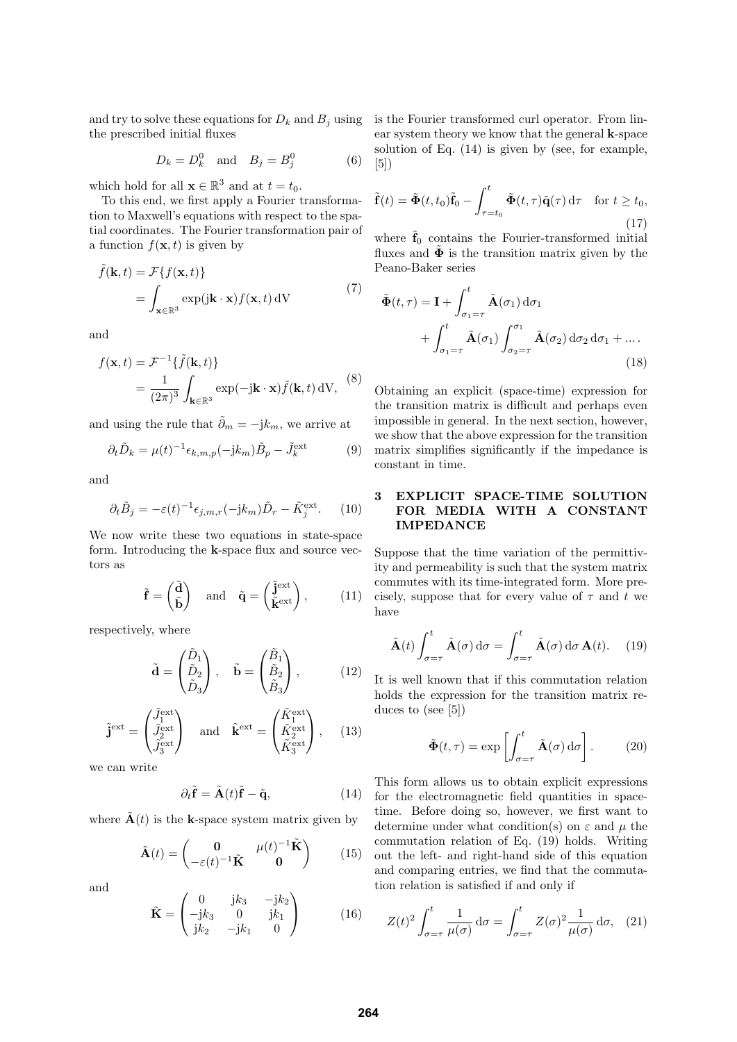and try to solve these equations for $D_k$ and $B_j$ using the prescribed initial fluxes

$$D_k = D_k^0 \quad \text{and} \quad B_j = B_j^0 \tag{6}$$

which hold for all $\mathbf{x} \in \mathbb{R}^3$ and at $t = t_0$.

To this end, we first apply a Fourier transformation to Maxwell's equations with respect to the spatial coordinates. The Fourier transformation pair of a function $f(\mathbf{x}, t)$ is given by

$$\begin{aligned} \tilde{f}(\mathbf{k}, t) &= \mathcal{F}\{f(\mathbf{x}, t)\} \\ &= \int_{\mathbf{x} \in \mathbb{R}^3} \exp(\mathrm{j}\mathbf{k} \cdot \mathbf{x}) f(\mathbf{x}, t) \, \mathrm{dV} \end{aligned} \tag{7}$$

and

$$\begin{aligned} f(\mathbf{x}, t) &= \mathcal{F}^{-1}\{\tilde{f}(\mathbf{k}, t)\} \\ &= \frac{1}{(2\pi)^3} \int_{\mathbf{k} \in \mathbb{R}^3} \exp(-\mathrm{j}\mathbf{k} \cdot \mathbf{x}) \tilde{f}(\mathbf{k}, t) \, \mathrm{dV}, \end{aligned} \tag{8}$$

and using the rule that $\tilde{\partial}_m = -\mathrm{j}k_m$, we arrive at

$$\partial_t \tilde{D}_k = \mu(t)^{-1} \epsilon_{k,m,p} (-\mathrm{j}k_m) \tilde{B}_p - \tilde{J}_k^{\mathrm{ext}} \tag{9}$$

and

$$\partial_t \tilde{B}_j = -\varepsilon(t)^{-1} \epsilon_{j,m,r} (-\mathrm{j}k_m) \tilde{D}_r - \tilde{K}_j^{\mathrm{ext}}. \tag{10}$$

We now write these two equations in state-space form. Introducing the $\mathbf{k}$-space flux and source vectors as

$$\tilde{\mathbf{f}} = \begin{pmatrix} \tilde{\mathbf{d}} \\ \tilde{\mathbf{b}} \end{pmatrix} \quad \text{and} \quad \tilde{\mathbf{q}} = \begin{pmatrix} \tilde{\mathbf{j}}^{\mathrm{ext}} \\ \tilde{\mathbf{k}}^{\mathrm{ext}} \end{pmatrix}, \tag{11}$$

respectively, where

$$\tilde{\mathbf{d}} = \begin{pmatrix} \tilde{D}_1 \\ \tilde{D}_2 \\ \tilde{D}_3 \end{pmatrix}, \quad \tilde{\mathbf{b}} = \begin{pmatrix} \tilde{B}_1 \\ \tilde{B}_2 \\ \tilde{B}_3 \end{pmatrix}, \tag{12}$$

$$\tilde{\mathbf{j}}^{\mathrm{ext}} = \begin{pmatrix} \tilde{J}_1^{\mathrm{ext}} \\ \tilde{J}_2^{\mathrm{ext}} \\ \tilde{J}_3^{\mathrm{ext}} \end{pmatrix} \quad \text{and} \quad \tilde{\mathbf{k}}^{\mathrm{ext}} = \begin{pmatrix} \tilde{K}_1^{\mathrm{ext}} \\ \tilde{K}_2^{\mathrm{ext}} \\ \tilde{K}_3^{\mathrm{ext}} \end{pmatrix}, \tag{13}$$

we can write

$$\partial_t \tilde{\mathbf{f}} = \tilde{\mathbf{A}}(t) \tilde{\mathbf{f}} - \tilde{\mathbf{q}}, \tag{14}$$

where $\tilde{\mathbf{A}}(t)$ is the $\mathbf{k}$-space system matrix given by

$$\tilde{\mathbf{A}}(t) = \begin{pmatrix} \mathbf{0} & \mu(t)^{-1} \tilde{\mathbf{K}} \\ -\varepsilon(t)^{-1} \tilde{\mathbf{K}} & \mathbf{0} \end{pmatrix} \tag{15}$$

and

$$\tilde{\mathbf{K}} = \begin{pmatrix} 0 & \mathrm{j}k_3 & -\mathrm{j}k_2 \\ -\mathrm{j}k_3 & 0 & \mathrm{j}k_1 \\ \mathrm{j}k_2 & -\mathrm{j}k_1 & 0 \end{pmatrix} \tag{16}$$

is the Fourier transformed curl operator. From linear system theory we know that the general $\mathbf{k}$-space solution of Eq. (14) is given by (see, for example, [5])

$$\tilde{\mathbf{f}}(t) = \tilde{\mathbf{\Phi}}(t, t_0) \tilde{\mathbf{f}}_0 - \int_{\tau = t_0}^{t} \tilde{\mathbf{\Phi}}(t, \tau) \tilde{\mathbf{q}}(\tau) \, \mathrm{d}\tau \quad \text{for } t \geq t_0, \tag{17}$$

where $\tilde{\mathbf{f}}_0$ contains the Fourier-transformed initial fluxes and $\tilde{\mathbf{\Phi}}$ is the transition matrix given by the Peano-Baker series

$$\begin{aligned} \tilde{\mathbf{\Phi}}(t, \tau) = \mathbf{I} &+ \int_{\sigma_1 = \tau}^{t} \tilde{\mathbf{A}}(\sigma_1) \, \mathrm{d}\sigma_1 \\ &+ \int_{\sigma_1 = \tau}^{t} \tilde{\mathbf{A}}(\sigma_1) \int_{\sigma_2 = \tau}^{\sigma_1} \tilde{\mathbf{A}}(\sigma_2) \, \mathrm{d}\sigma_2 \, \mathrm{d}\sigma_1 + \ldots. \end{aligned} \tag{18}$$

Obtaining an explicit (space-time) expression for the transition matrix is difficult and perhaps even impossible in general. In the next section, however, we show that the above expression for the transition matrix simplifies significantly if the impedance is constant in time.

## 3 EXPLICIT SPACE-TIME SOLUTION FOR MEDIA WITH A CONSTANT IMPEDANCE

Suppose that the time variation of the permittivity and permeability is such that the system matrix commutes with its time-integrated form. More precisely, suppose that for every value of $\tau$ and $t$ we have

$$\tilde{\mathbf{A}}(t) \int_{\sigma = \tau}^{t} \tilde{\mathbf{A}}(\sigma) \, \mathrm{d}\sigma = \int_{\sigma = \tau}^{t} \tilde{\mathbf{A}}(\sigma) \, \mathrm{d}\sigma \, \mathbf{A}(t). \tag{19}$$

It is well known that if this commutation relation holds the expression for the transition matrix reduces to (see [5])

$$\tilde{\mathbf{\Phi}}(t, \tau) = \exp\left[\int_{\sigma = \tau}^{t} \tilde{\mathbf{A}}(\sigma) \, \mathrm{d}\sigma\right]. \tag{20}$$

This form allows us to obtain explicit expressions for the electromagnetic field quantities in space-time. Before doing so, however, we first want to determine under what condition(s) on $\varepsilon$ and $\mu$ the commutation relation of Eq. (19) holds. Writing out the left- and right-hand side of this equation and comparing entries, we find that the commutation relation is satisfied if and only if

$$Z(t)^2 \int_{\sigma = \tau}^{t} \frac{1}{\mu(\sigma)} \, \mathrm{d}\sigma = \int_{\sigma = \tau}^{t} Z(\sigma)^2 \frac{1}{\mu(\sigma)} \, \mathrm{d}\sigma, \tag{21}$$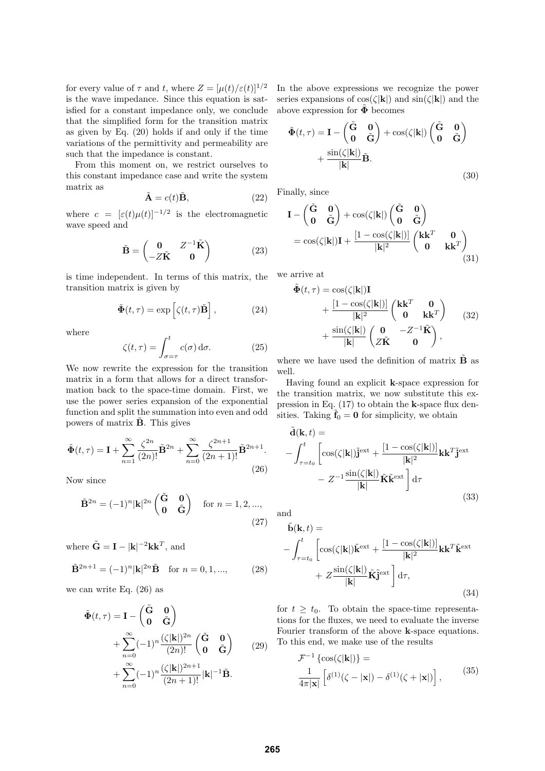for every value of $\tau$ and $t$, where $Z = [\mu(t)/\varepsilon(t)]^{1/2}$ is the wave impedance. Since this equation is satisfied for a constant impedance only, we conclude that the simplified form for the transition matrix as given by Eq. (20) holds if and only if the time variations of the permittivity and permeability are such that the impedance is constant.

From this moment on, we restrict ourselves to this constant impedance case and write the system matrix as

$$\tilde{\mathbf{A}} = c(t)\tilde{\mathbf{B}}, \tag{22}$$

where $c = [\varepsilon(t)\mu(t)]^{-1/2}$ is the electromagnetic wave speed and

$$\tilde{\mathbf{B}} = \begin{pmatrix} \mathbf{0} & Z^{-1}\tilde{\mathbf{K}} \\ -Z\tilde{\mathbf{K}} & \mathbf{0} \end{pmatrix} \tag{23}$$

is time independent. In terms of this matrix, the transition matrix is given by

$$\tilde{\mathbf{\Phi}}(t,\tau) = \exp\left[\zeta(t,\tau)\tilde{\mathbf{B}}\right], \tag{24}$$

where

$$\zeta(t,\tau) = \int_{\sigma=\tau}^{t} c(\sigma)\,\mathrm{d}\sigma. \tag{25}$$

We now rewrite the expression for the transition matrix in a form that allows for a direct transformation back to the space-time domain. First, we use the power series expansion of the exponential function and split the summation into even and odd powers of matrix $\tilde{\mathbf{B}}$. This gives

$$\tilde{\mathbf{\Phi}}(t,\tau) = \mathbf{I} + \sum_{n=1}^{\infty} \frac{\zeta^{2n}}{(2n)!}\tilde{\mathbf{B}}^{2n} + \sum_{n=0}^{\infty} \frac{\zeta^{2n+1}}{(2n+1)!}\tilde{\mathbf{B}}^{2n+1}. \tag{26}$$

Now since

$$\tilde{\mathbf{B}}^{2n} = (-1)^n |\mathbf{k}|^{2n} \begin{pmatrix} \tilde{\mathbf{G}} & \mathbf{0} \\ \mathbf{0} & \tilde{\mathbf{G}} \end{pmatrix} \quad \text{for } n = 1, 2, ..., \tag{27}$$

where $\tilde{\mathbf{G}} = \mathbf{I} - |\mathbf{k}|^{-2}\mathbf{k}\mathbf{k}^T$, and

$$\tilde{\mathbf{B}}^{2n+1} = (-1)^n |\mathbf{k}|^{2n}\tilde{\mathbf{B}} \quad \text{for } n = 0, 1, ..., \tag{28}$$

we can write Eq. (26) as

$$\begin{aligned}\tilde{\mathbf{\Phi}}(t,\tau) = \mathbf{I} &- \begin{pmatrix} \tilde{\mathbf{G}} & \mathbf{0} \\ \mathbf{0} & \tilde{\mathbf{G}} \end{pmatrix} \\ &+ \sum_{n=0}^{\infty}(-1)^n \frac{(\zeta|\mathbf{k}|)^{2n}}{(2n)!}\begin{pmatrix} \tilde{\mathbf{G}} & \mathbf{0} \\ \mathbf{0} & \tilde{\mathbf{G}} \end{pmatrix} \\ &+ \sum_{n=0}^{\infty}(-1)^n \frac{(\zeta|\mathbf{k}|)^{2n+1}}{(2n+1)!}|\mathbf{k}|^{-1}\tilde{\mathbf{B}}.\end{aligned} \tag{29}$$

In the above expressions we recognize the power series expansions of $\cos(\zeta|\mathbf{k}|)$ and $\sin(\zeta|\mathbf{k}|)$ and the above expression for $\tilde{\mathbf{\Phi}}$ becomes

$$\begin{aligned}\tilde{\mathbf{\Phi}}(t,\tau) = \mathbf{I} &- \begin{pmatrix} \tilde{\mathbf{G}} & \mathbf{0} \\ \mathbf{0} & \tilde{\mathbf{G}} \end{pmatrix} + \cos(\zeta|\mathbf{k}|)\begin{pmatrix} \tilde{\mathbf{G}} & \mathbf{0} \\ \mathbf{0} & \tilde{\mathbf{G}} \end{pmatrix} \\ &+ \frac{\sin(\zeta|\mathbf{k}|)}{|\mathbf{k}|}\tilde{\mathbf{B}}.\end{aligned} \tag{30}$$

Finally, since

$$\begin{aligned}\mathbf{I} &- \begin{pmatrix} \tilde{\mathbf{G}} & \mathbf{0} \\ \mathbf{0} & \tilde{\mathbf{G}} \end{pmatrix} + \cos(\zeta|\mathbf{k}|)\begin{pmatrix} \tilde{\mathbf{G}} & \mathbf{0} \\ \mathbf{0} & \tilde{\mathbf{G}} \end{pmatrix} \\ &= \cos(\zeta|\mathbf{k}|)\mathbf{I} + \frac{[1-\cos(\zeta|\mathbf{k}|)]}{|\mathbf{k}|^2}\begin{pmatrix} \mathbf{k}\mathbf{k}^T & \mathbf{0} \\ \mathbf{0} & \mathbf{k}\mathbf{k}^T \end{pmatrix}\end{aligned} \tag{31}$$

we arrive at

$$\begin{aligned}\tilde{\mathbf{\Phi}}(t,\tau) &= \cos(\zeta|\mathbf{k}|)\mathbf{I} \\ &+ \frac{[1-\cos(\zeta|\mathbf{k}|)]}{|\mathbf{k}|^2}\begin{pmatrix} \mathbf{k}\mathbf{k}^T & \mathbf{0} \\ \mathbf{0} & \mathbf{k}\mathbf{k}^T \end{pmatrix} \\ &+ \frac{\sin(\zeta|\mathbf{k}|)}{|\mathbf{k}|}\begin{pmatrix} \mathbf{0} & -Z^{-1}\tilde{\mathbf{K}} \\ Z\tilde{\mathbf{K}} & \mathbf{0} \end{pmatrix},\end{aligned} \tag{32}$$

where we have used the definition of matrix $\tilde{\mathbf{B}}$ as well.

Having found an explicit $\mathbf{k}$-space expression for the transition matrix, we now substitute this expression in Eq. (17) to obtain the $\mathbf{k}$-space flux densities. Taking $\tilde{\mathbf{f}}_0 = \mathbf{0}$ for simplicity, we obtain

$$\begin{aligned}&\tilde{\mathbf{d}}(\mathbf{k},t) = \\ &-\int_{\tau=t_0}^{t}\Bigg[\cos(\zeta|\mathbf{k}|)\tilde{\mathbf{j}}^{\text{ext}} + \frac{[1-\cos(\zeta|\mathbf{k}|)]}{|\mathbf{k}|^2}\mathbf{k}\mathbf{k}^T\tilde{\mathbf{j}}^{\text{ext}} \\ &\qquad - Z^{-1}\frac{\sin(\zeta|\mathbf{k}|)}{|\mathbf{k}|}\tilde{\mathbf{K}}\tilde{\mathbf{k}}^{\text{ext}}\Bigg]\,\mathrm{d}\tau\end{aligned} \tag{33}$$

and

$$\begin{aligned}&\tilde{\mathbf{b}}(\mathbf{k},t) = \\ &-\int_{\tau=t_0}^{t}\Bigg[\cos(\zeta|\mathbf{k}|)\tilde{\mathbf{k}}^{\text{ext}} + \frac{[1-\cos(\zeta|\mathbf{k}|)]}{|\mathbf{k}|^2}\mathbf{k}\mathbf{k}^T\tilde{\mathbf{k}}^{\text{ext}} \\ &\qquad + Z\frac{\sin(\zeta|\mathbf{k}|)}{|\mathbf{k}|}\tilde{\mathbf{K}}\tilde{\mathbf{j}}^{\text{ext}}\Bigg]\,\mathrm{d}\tau,\end{aligned} \tag{34}$$

for $t \geq t_0$. To obtain the space-time representations for the fluxes, we need to evaluate the inverse Fourier transform of the above $\mathbf{k}$-space equations. To this end, we make use of the results

$$\begin{aligned}&\mathcal{F}^{-1}\left\{\cos(\zeta|\mathbf{k}|)\right\} = \\ &\frac{1}{4\pi|\mathbf{x}|}\left[\delta^{(1)}(\zeta-|\mathbf{x}|) - \delta^{(1)}(\zeta+|\mathbf{x}|)\right],\end{aligned} \tag{35}$$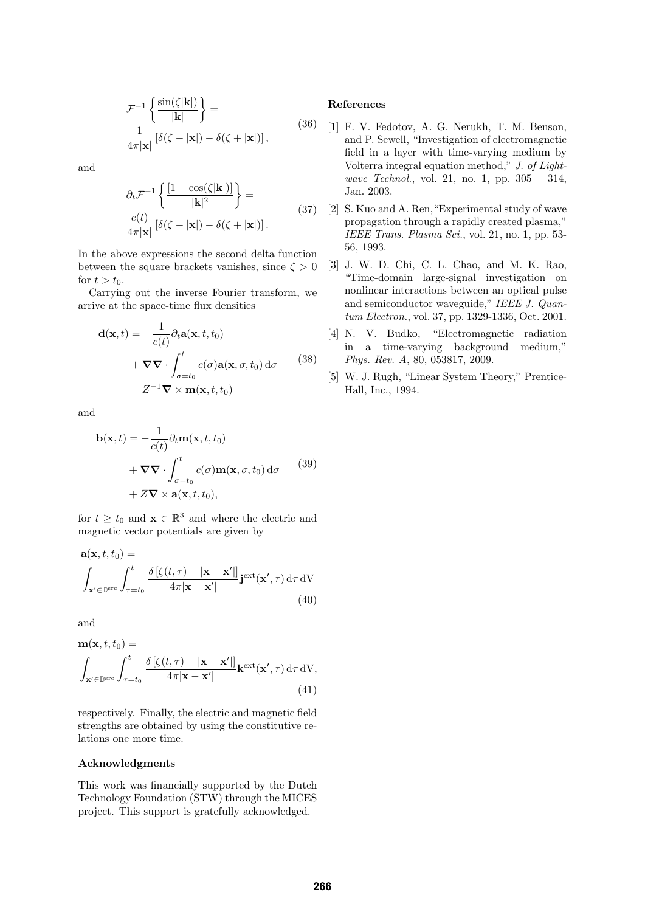$$\mathcal{F}^{-1}\left\{\frac{\sin(\zeta|\mathbf{k}|)}{|\mathbf{k}|}\right\} = \frac{1}{4\pi|\mathbf{x}|}\left[\delta(\zeta - |\mathbf{x}|) - \delta(\zeta + |\mathbf{x}|)\right], \tag{36}$$

and

$$\partial_t \mathcal{F}^{-1}\left\{\frac{[1-\cos(\zeta|\mathbf{k}|)]}{|\mathbf{k}|^2}\right\} = \frac{c(t)}{4\pi|\mathbf{x}|}\left[\delta(\zeta - |\mathbf{x}|) - \delta(\zeta + |\mathbf{x}|)\right]. \tag{37}$$

In the above expressions the second delta function between the square brackets vanishes, since $\zeta > 0$ for $t > t_0$.

Carrying out the inverse Fourier transform, we arrive at the space-time flux densities

$$\begin{aligned}\mathbf{d}(\mathbf{x}, t) = &-\frac{1}{c(t)}\partial_t \mathbf{a}(\mathbf{x}, t, t_0) \\ &+ \boldsymbol{\nabla}\boldsymbol{\nabla}\cdot\int_{\sigma=t_0}^{t} c(\sigma)\mathbf{a}(\mathbf{x}, \sigma, t_0)\,\mathrm{d}\sigma \\ &- Z^{-1}\boldsymbol{\nabla}\times\mathbf{m}(\mathbf{x}, t, t_0)\end{aligned} \tag{38}$$

and

$$\begin{aligned}\mathbf{b}(\mathbf{x}, t) = &-\frac{1}{c(t)}\partial_t \mathbf{m}(\mathbf{x}, t, t_0) \\ &+ \boldsymbol{\nabla}\boldsymbol{\nabla}\cdot\int_{\sigma=t_0}^{t} c(\sigma)\mathbf{m}(\mathbf{x}, \sigma, t_0)\,\mathrm{d}\sigma \\ &+ Z\boldsymbol{\nabla}\times\mathbf{a}(\mathbf{x}, t, t_0),\end{aligned} \tag{39}$$

for $t \geq t_0$ and $\mathbf{x} \in \mathbb{R}^3$ and where the electric and magnetic vector potentials are given by

$$\mathbf{a}(\mathbf{x}, t, t_0) = \int_{\mathbf{x}'\in\mathbb{D}^{\mathrm{src}}}\int_{\tau=t_0}^{t}\frac{\delta\left[\zeta(t,\tau) - |\mathbf{x}-\mathbf{x}'|\right]}{4\pi|\mathbf{x}-\mathbf{x}'|}\mathbf{j}^{\mathrm{ext}}(\mathbf{x}', \tau)\,\mathrm{d}\tau\,\mathrm{dV} \tag{40}$$

and

$$\mathbf{m}(\mathbf{x}, t, t_0) = \int_{\mathbf{x}'\in\mathbb{D}^{\mathrm{src}}}\int_{\tau=t_0}^{t}\frac{\delta\left[\zeta(t,\tau) - |\mathbf{x}-\mathbf{x}'|\right]}{4\pi|\mathbf{x}-\mathbf{x}'|}\mathbf{k}^{\mathrm{ext}}(\mathbf{x}', \tau)\,\mathrm{d}\tau\,\mathrm{dV}, \tag{41}$$

respectively. Finally, the electric and magnetic field strengths are obtained by using the constitutive relations one more time.

## Acknowledgments

This work was financially supported by the Dutch Technology Foundation (STW) through the MICES project. This support is gratefully acknowledged.

## References

[1] F. V. Fedotov, A. G. Nerukh, T. M. Benson, and P. Sewell, "Investigation of electromagnetic field in a layer with time-varying medium by Volterra integral equation method," *J. of Lightwave Technol.*, vol. 21, no. 1, pp. 305 – 314, Jan. 2003.

[2] S. Kuo and A. Ren, "Experimental study of wave propagation through a rapidly created plasma," *IEEE Trans. Plasma Sci.*, vol. 21, no. 1, pp. 53-56, 1993.

[3] J. W. D. Chi, C. L. Chao, and M. K. Rao, "Time-domain large-signal investigation on nonlinear interactions between an optical pulse and semiconductor waveguide," *IEEE J. Quantum Electron.*, vol. 37, pp. 1329-1336, Oct. 2001.

[4] N. V. Budko, "Electromagnetic radiation in a time-varying background medium," *Phys. Rev. A*, 80, 053817, 2009.

[5] W. J. Rugh, "Linear System Theory," Prentice-Hall, Inc., 1994.